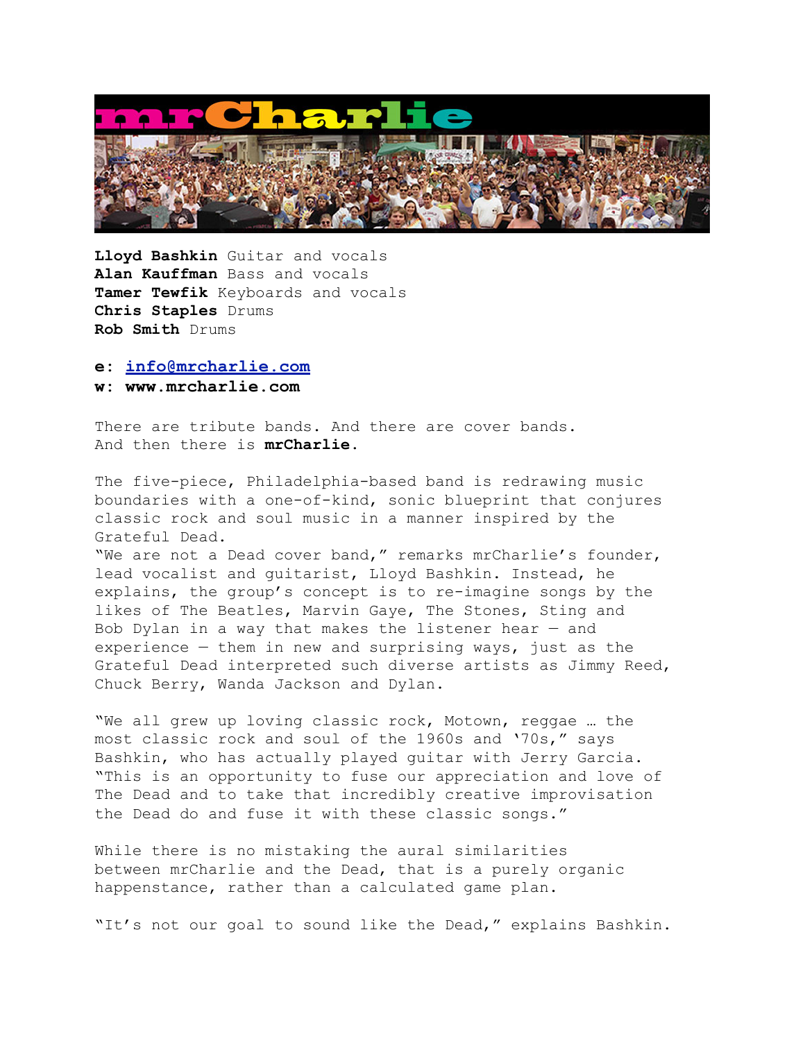**Lloyd Bashkin** Guitar and vocals
**Alan Kauffman** Bass and vocals
**Tamer Tewfik** Keyboards and vocals
**Chris Staples** Drums
**Rob Smith** Drums

**e: info@mrcharlie.com**
**w: www.mrcharlie.com**

There are tribute bands. And there are cover bands.
And then there is **mrCharlie**.

The five-piece, Philadelphia-based band is redrawing music boundaries with a one-of-kind, sonic blueprint that conjures classic rock and soul music in a manner inspired by the Grateful Dead.
"We are not a Dead cover band," remarks mrCharlie's founder, lead vocalist and guitarist, Lloyd Bashkin. Instead, he explains, the group's concept is to re-imagine songs by the likes of The Beatles, Marvin Gaye, The Stones, Sting and Bob Dylan in a way that makes the listener hear — and experience — them in new and surprising ways, just as the Grateful Dead interpreted such diverse artists as Jimmy Reed, Chuck Berry, Wanda Jackson and Dylan.

"We all grew up loving classic rock, Motown, reggae … the most classic rock and soul of the 1960s and '70s," says Bashkin, who has actually played guitar with Jerry Garcia. "This is an opportunity to fuse our appreciation and love of The Dead and to take that incredibly creative improvisation the Dead do and fuse it with these classic songs."

While there is no mistaking the aural similarities between mrCharlie and the Dead, that is a purely organic happenstance, rather than a calculated game plan.

"It's not our goal to sound like the Dead," explains Bashkin.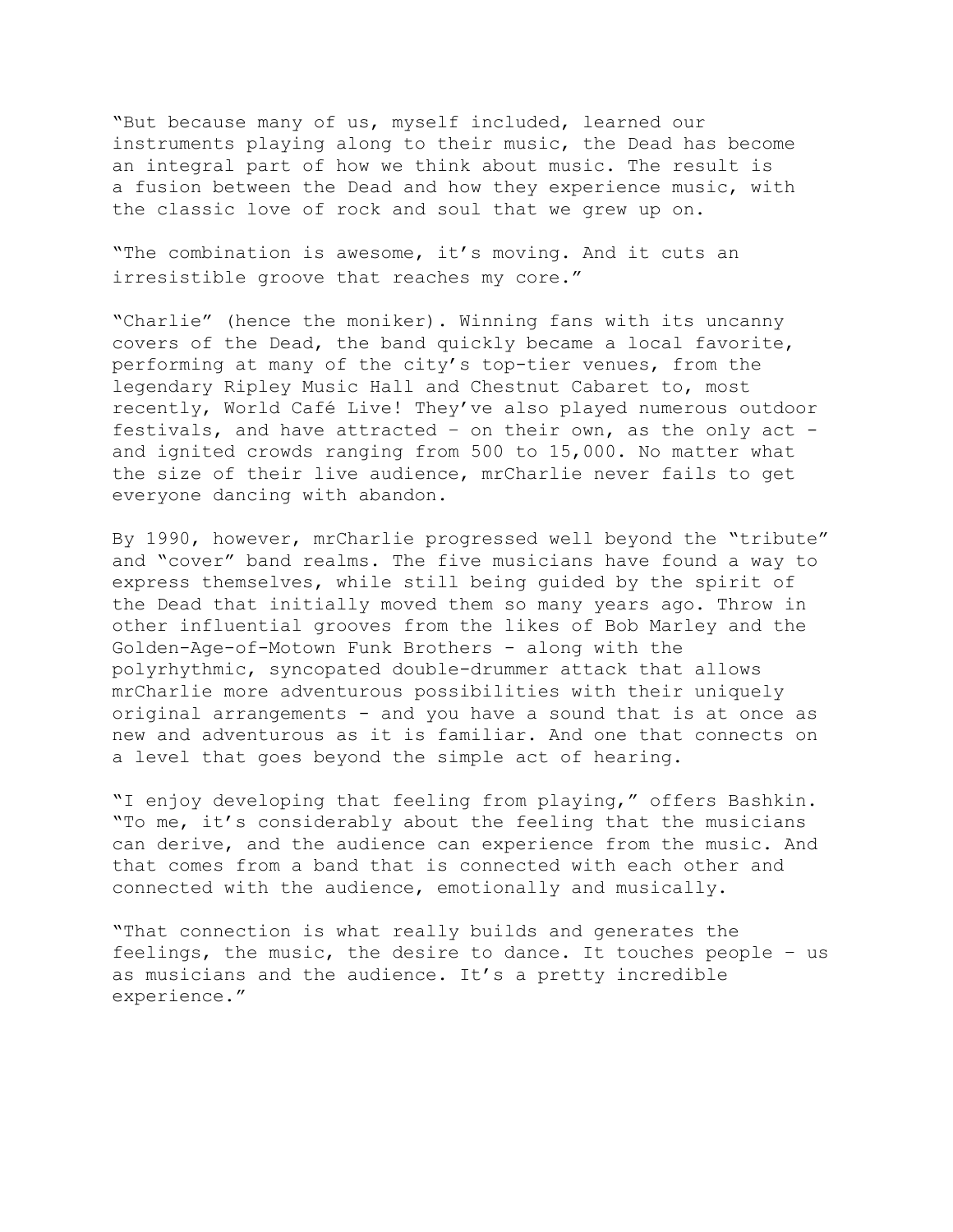"But because many of us, myself included, learned our instruments playing along to their music, the Dead has become an integral part of how we think about music. The result is a fusion between the Dead and how they experience music, with the classic love of rock and soul that we grew up on.

"The combination is awesome, it's moving. And it cuts an irresistible groove that reaches my core."

"Charlie" (hence the moniker). Winning fans with its uncanny covers of the Dead, the band quickly became a local favorite, performing at many of the city's top-tier venues, from the legendary Ripley Music Hall and Chestnut Cabaret to, most recently, World Café Live! They've also played numerous outdoor festivals, and have attracted – on their own, as the only act - and ignited crowds ranging from 500 to 15,000. No matter what the size of their live audience, mrCharlie never fails to get everyone dancing with abandon.

By 1990, however, mrCharlie progressed well beyond the "tribute" and "cover" band realms. The five musicians have found a way to express themselves, while still being guided by the spirit of the Dead that initially moved them so many years ago. Throw in other influential grooves from the likes of Bob Marley and the Golden-Age-of-Motown Funk Brothers - along with the polyrhythmic, syncopated double-drummer attack that allows mrCharlie more adventurous possibilities with their uniquely original arrangements - and you have a sound that is at once as new and adventurous as it is familiar. And one that connects on a level that goes beyond the simple act of hearing.

"I enjoy developing that feeling from playing," offers Bashkin. "To me, it's considerably about the feeling that the musicians can derive, and the audience can experience from the music. And that comes from a band that is connected with each other and connected with the audience, emotionally and musically.

"That connection is what really builds and generates the feelings, the music, the desire to dance. It touches people – us as musicians and the audience. It's a pretty incredible experience."